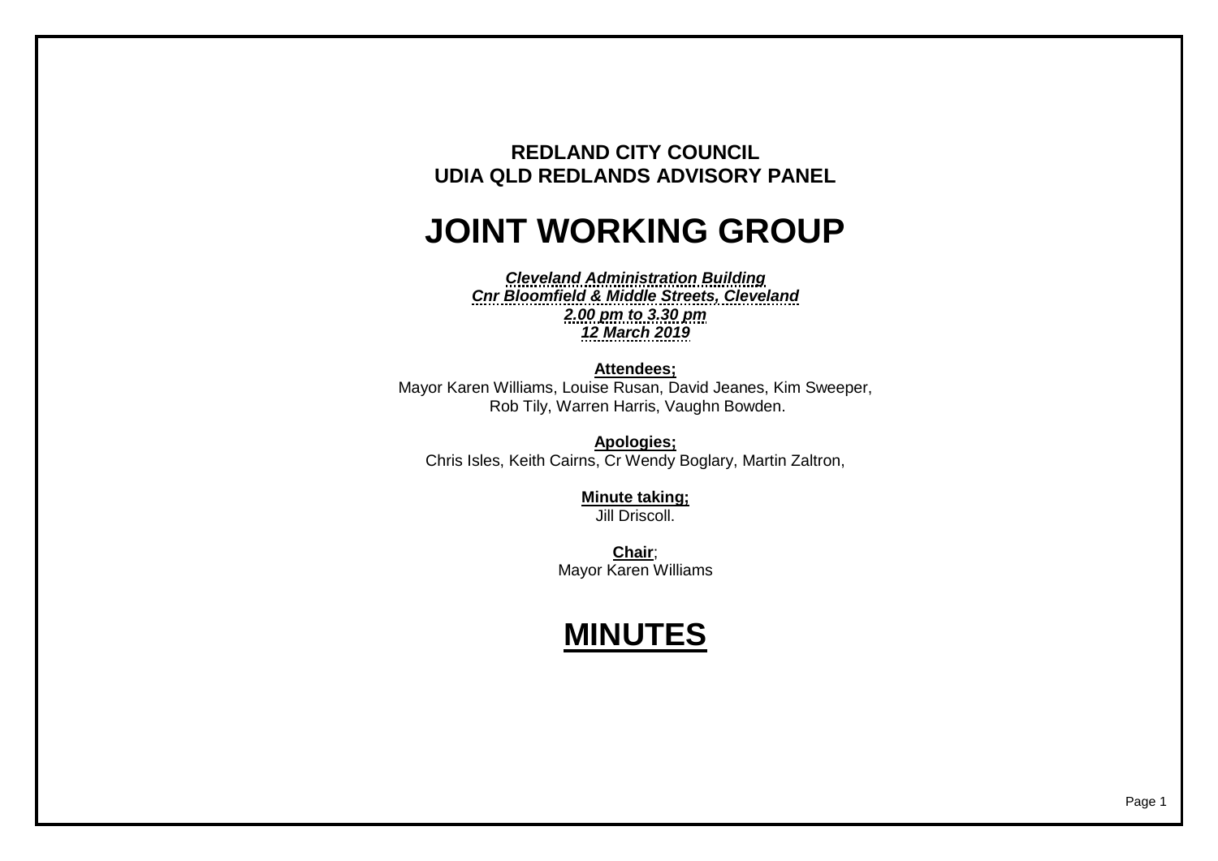**REDLAND CITY COUNCIL**
**UDIA QLD REDLANDS ADVISORY PANEL**

# JOINT WORKING GROUP

***Cleveland Administration Building***
***Cnr Bloomfield & Middle Streets, Cleveland***
***2.00 pm to 3.30 pm***
***12 March 2019***

**Attendees;**
Mayor Karen Williams, Louise Rusan, David Jeanes, Kim Sweeper, Rob Tily, Warren Harris, Vaughn Bowden.

**Apologies;**
Chris Isles, Keith Cairns, Cr Wendy Boglary, Martin Zaltron,

**Minute taking;**
Jill Driscoll.

**Chair**;
Mayor Karen Williams

# MINUTES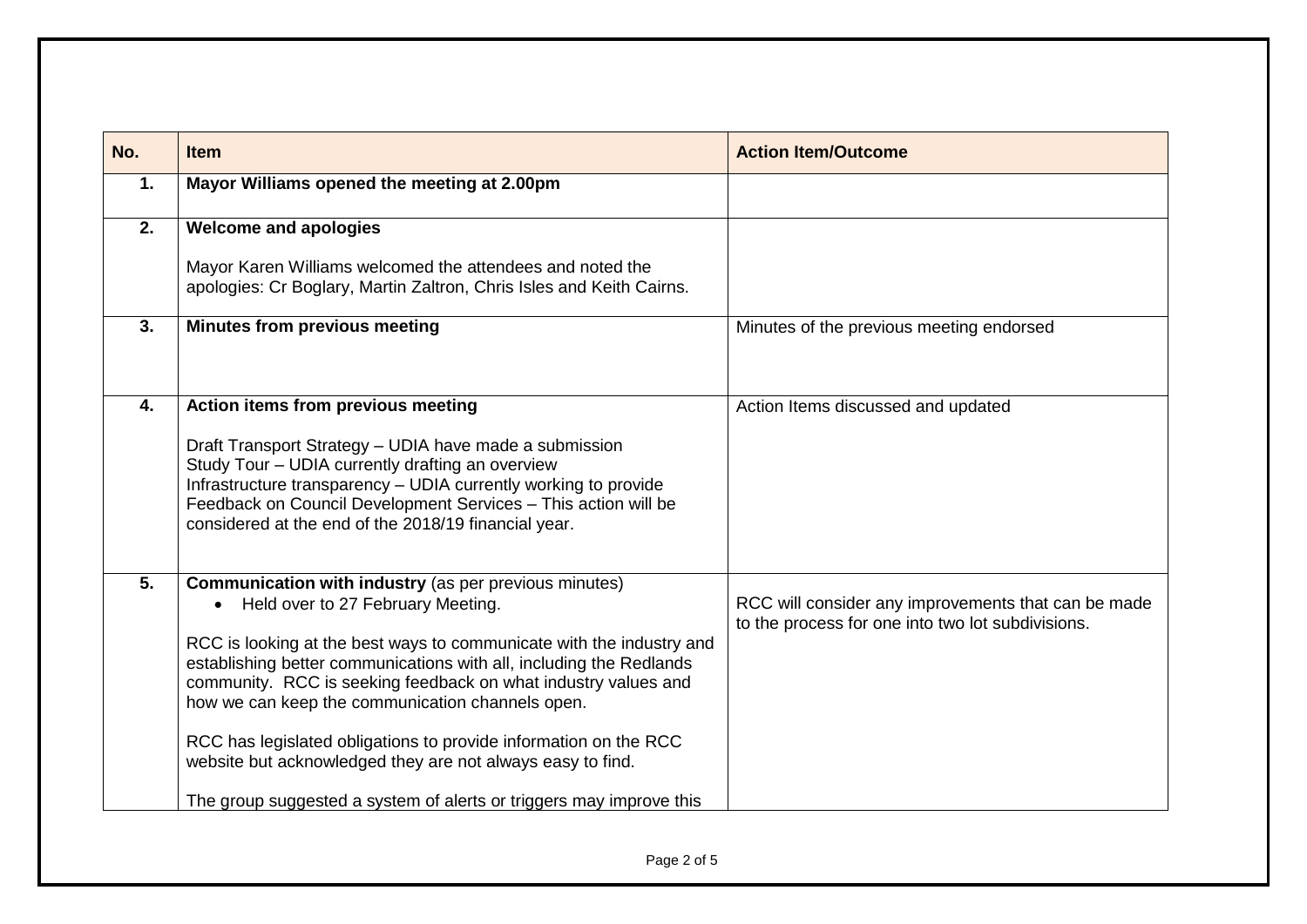| No. | Item | Action Item/Outcome |
|---|---|---|
| **1.** | **Mayor Williams opened the meeting at 2.00pm** | |
| **2.** | **Welcome and apologies**<br><br>Mayor Karen Williams welcomed the attendees and noted the apologies: Cr Boglary, Martin Zaltron, Chris Isles and Keith Cairns. | |
| **3.** | **Minutes from previous meeting** | Minutes of the previous meeting endorsed |
| **4.** | **Action items from previous meeting**<br><br>Draft Transport Strategy – UDIA have made a submission<br>Study Tour – UDIA currently drafting an overview<br>Infrastructure transparency – UDIA currently working to provide<br>Feedback on Council Development Services – This action will be considered at the end of the 2018/19 financial year. | Action Items discussed and updated |
| **5.** | **Communication with industry** (as per previous minutes)<br>• Held over to 27 February Meeting.<br><br>RCC is looking at the best ways to communicate with the industry and establishing better communications with all, including the Redlands community. RCC is seeking feedback on what industry values and how we can keep the communication channels open.<br><br>RCC has legislated obligations to provide information on the RCC website but acknowledged they are not always easy to find.<br><br>The group suggested a system of alerts or triggers may improve this | RCC will consider any improvements that can be made to the process for one into two lot subdivisions. |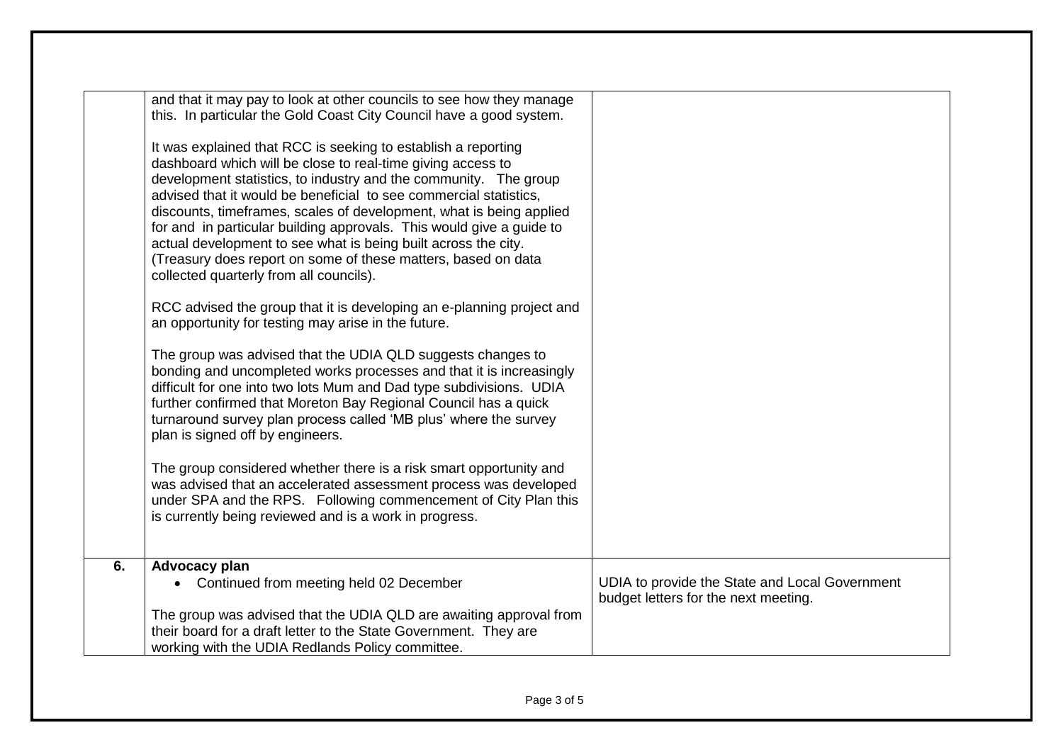| | | |
|---|---|---|
| | and that it may pay to look at other councils to see how they manage this. In particular the Gold Coast City Council have a good system.<br><br>It was explained that RCC is seeking to establish a reporting dashboard which will be close to real-time giving access to development statistics, to industry and the community. The group advised that it would be beneficial to see commercial statistics, discounts, timeframes, scales of development, what is being applied for and in particular building approvals. This would give a guide to actual development to see what is being built across the city. (Treasury does report on some of these matters, based on data collected quarterly from all councils).<br><br>RCC advised the group that it is developing an e-planning project and an opportunity for testing may arise in the future.<br><br>The group was advised that the UDIA QLD suggests changes to bonding and uncompleted works processes and that it is increasingly difficult for one into two lots Mum and Dad type subdivisions. UDIA further confirmed that Moreton Bay Regional Council has a quick turnaround survey plan process called 'MB plus' where the survey plan is signed off by engineers.<br><br>The group considered whether there is a risk smart opportunity and was advised that an accelerated assessment process was developed under SPA and the RPS. Following commencement of City Plan this is currently being reviewed and is a work in progress. | |
| **6.** | **Advocacy plan**<br>• Continued from meeting held 02 December<br><br>The group was advised that the UDIA QLD are awaiting approval from their board for a draft letter to the State Government. They are working with the UDIA Redlands Policy committee. | UDIA to provide the State and Local Government budget letters for the next meeting. |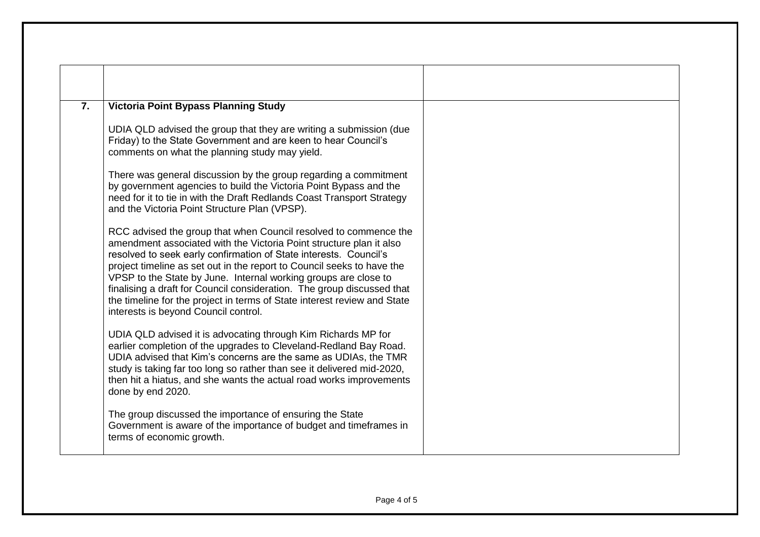| | | |
|---|---|---|
| | | |
| **7.** | **Victoria Point Bypass Planning Study**<br><br>UDIA QLD advised the group that they are writing a submission (due Friday) to the State Government and are keen to hear Council's comments on what the planning study may yield.<br><br>There was general discussion by the group regarding a commitment by government agencies to build the Victoria Point Bypass and the need for it to tie in with the Draft Redlands Coast Transport Strategy and the Victoria Point Structure Plan (VPSP).<br><br>RCC advised the group that when Council resolved to commence the amendment associated with the Victoria Point structure plan it also resolved to seek early confirmation of State interests. Council's project timeline as set out in the report to Council seeks to have the VPSP to the State by June. Internal working groups are close to finalising a draft for Council consideration. The group discussed that the timeline for the project in terms of State interest review and State interests is beyond Council control.<br><br>UDIA QLD advised it is advocating through Kim Richards MP for earlier completion of the upgrades to Cleveland-Redland Bay Road. UDIA advised that Kim's concerns are the same as UDIAs, the TMR study is taking far too long so rather than see it delivered mid-2020, then hit a hiatus, and she wants the actual road works improvements done by end 2020.<br><br>The group discussed the importance of ensuring the State Government is aware of the importance of budget and timeframes in terms of economic growth. | |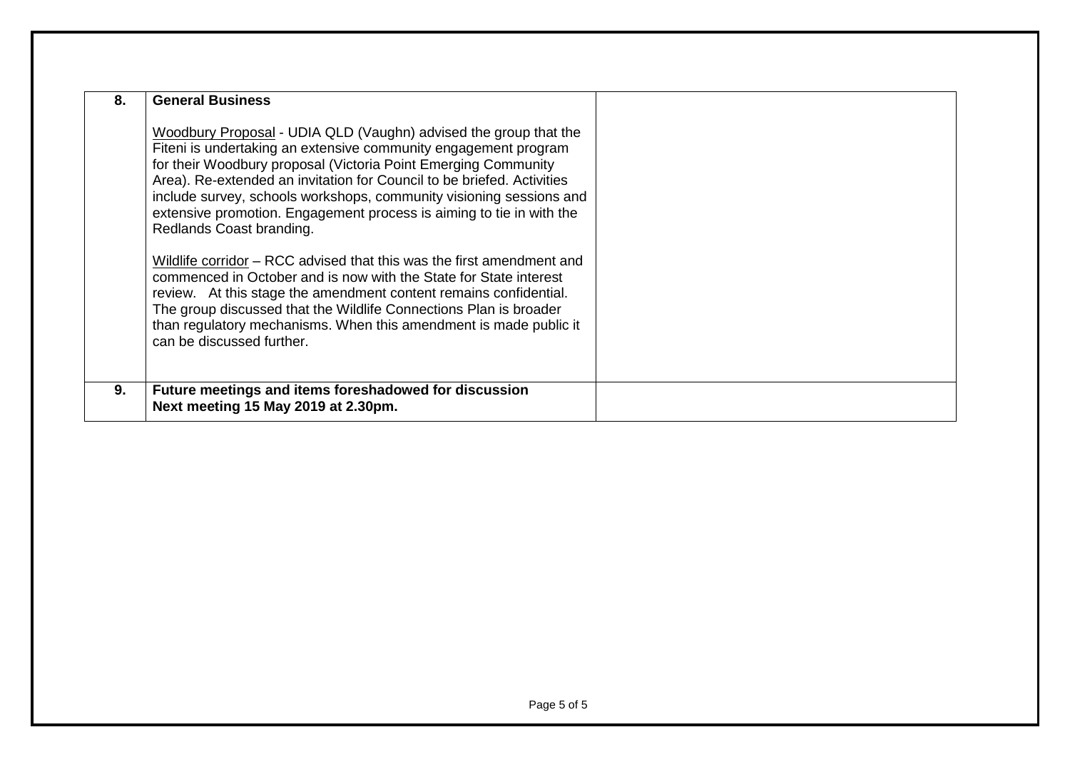| | | |
|---|---|---|
| **8.** | **General Business**<br><br>Woodbury Proposal - UDIA QLD (Vaughn) advised the group that the Fiteni is undertaking an extensive community engagement program for their Woodbury proposal (Victoria Point Emerging Community Area). Re-extended an invitation for Council to be briefed. Activities include survey, schools workshops, community visioning sessions and extensive promotion. Engagement process is aiming to tie in with the Redlands Coast branding.<br><br>Wildlife corridor – RCC advised that this was the first amendment and commenced in October and is now with the State for State interest review. At this stage the amendment content remains confidential. The group discussed that the Wildlife Connections Plan is broader than regulatory mechanisms. When this amendment is made public it can be discussed further. | |
| **9.** | **Future meetings and items foreshadowed for discussion**<br>**Next meeting 15 May 2019 at 2.30pm.** | |